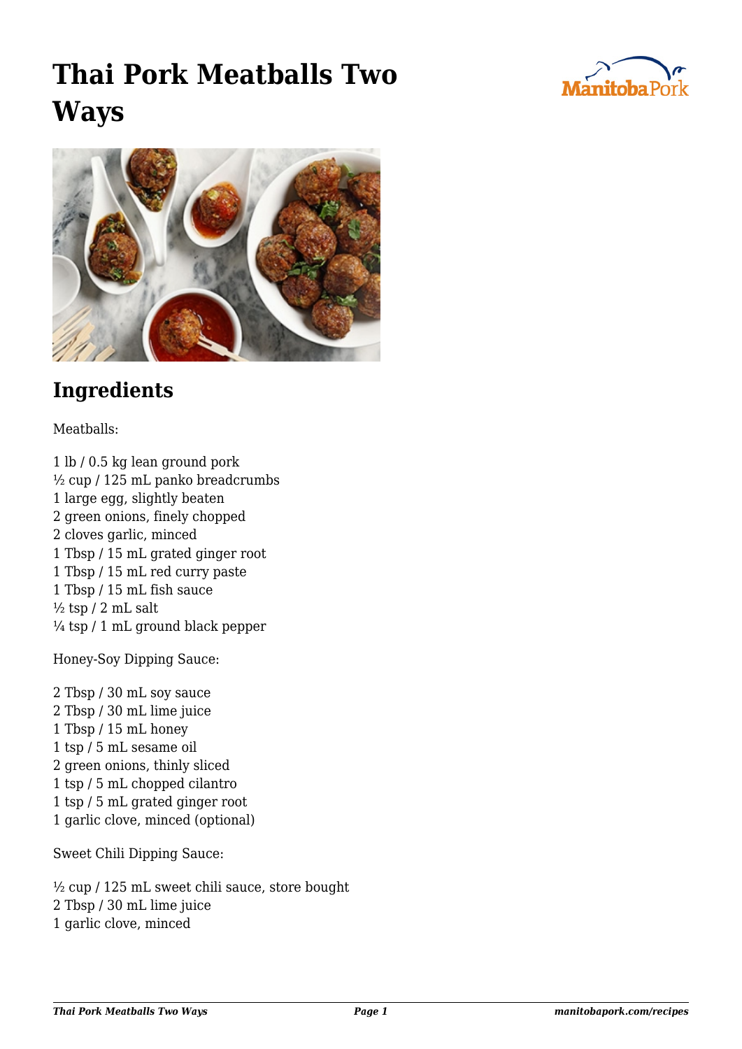# Thai Pork Meatballs Two Ways

## Ingredients

Meatballs:

1 lb / 0.5 kg lean ground pork
½ cup / 125 mL panko breadcrumbs
1 large egg, slightly beaten
2 green onions, finely chopped
2 cloves garlic, minced
1 Tbsp / 15 mL grated ginger root
1 Tbsp / 15 mL red curry paste
1 Tbsp / 15 mL fish sauce
½ tsp / 2 mL salt
¼ tsp / 1 mL ground black pepper

Honey-Soy Dipping Sauce:

2 Tbsp / 30 mL soy sauce
2 Tbsp / 30 mL lime juice
1 Tbsp / 15 mL honey
1 tsp / 5 mL sesame oil
2 green onions, thinly sliced
1 tsp / 5 mL chopped cilantro
1 tsp / 5 mL grated ginger root
1 garlic clove, minced (optional)

Sweet Chili Dipping Sauce:

½ cup / 125 mL sweet chili sauce, store bought
2 Tbsp / 30 mL lime juice
1 garlic clove, minced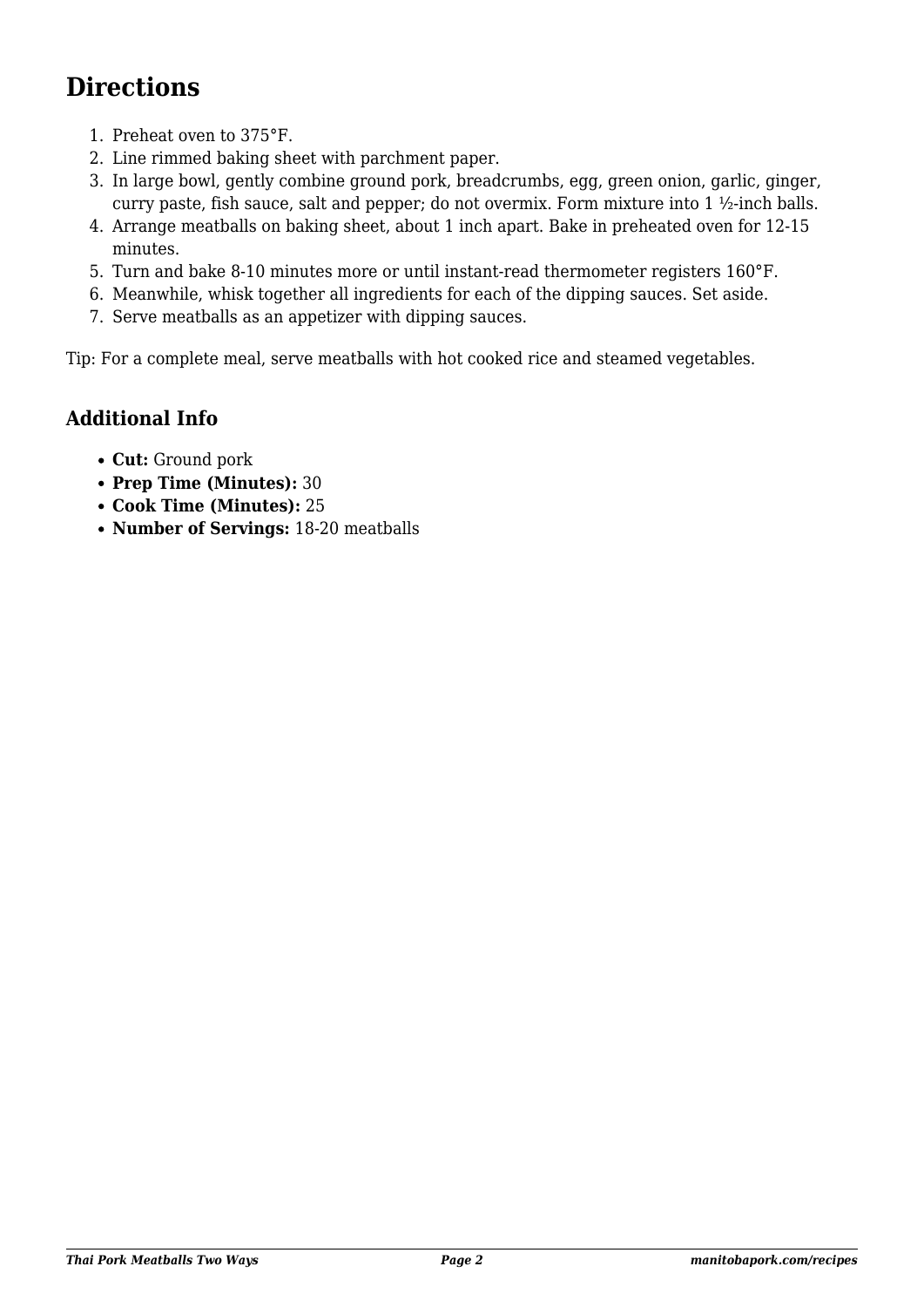## Directions

1. Preheat oven to 375°F.
2. Line rimmed baking sheet with parchment paper.
3. In large bowl, gently combine ground pork, breadcrumbs, egg, green onion, garlic, ginger, curry paste, fish sauce, salt and pepper; do not overmix. Form mixture into 1 ½-inch balls.
4. Arrange meatballs on baking sheet, about 1 inch apart. Bake in preheated oven for 12-15 minutes.
5. Turn and bake 8-10 minutes more or until instant-read thermometer registers 160°F.
6. Meanwhile, whisk together all ingredients for each of the dipping sauces. Set aside.
7. Serve meatballs as an appetizer with dipping sauces.

Tip: For a complete meal, serve meatballs with hot cooked rice and steamed vegetables.

### Additional Info

- **Cut:** Ground pork
- **Prep Time (Minutes):** 30
- **Cook Time (Minutes):** 25
- **Number of Servings:** 18-20 meatballs